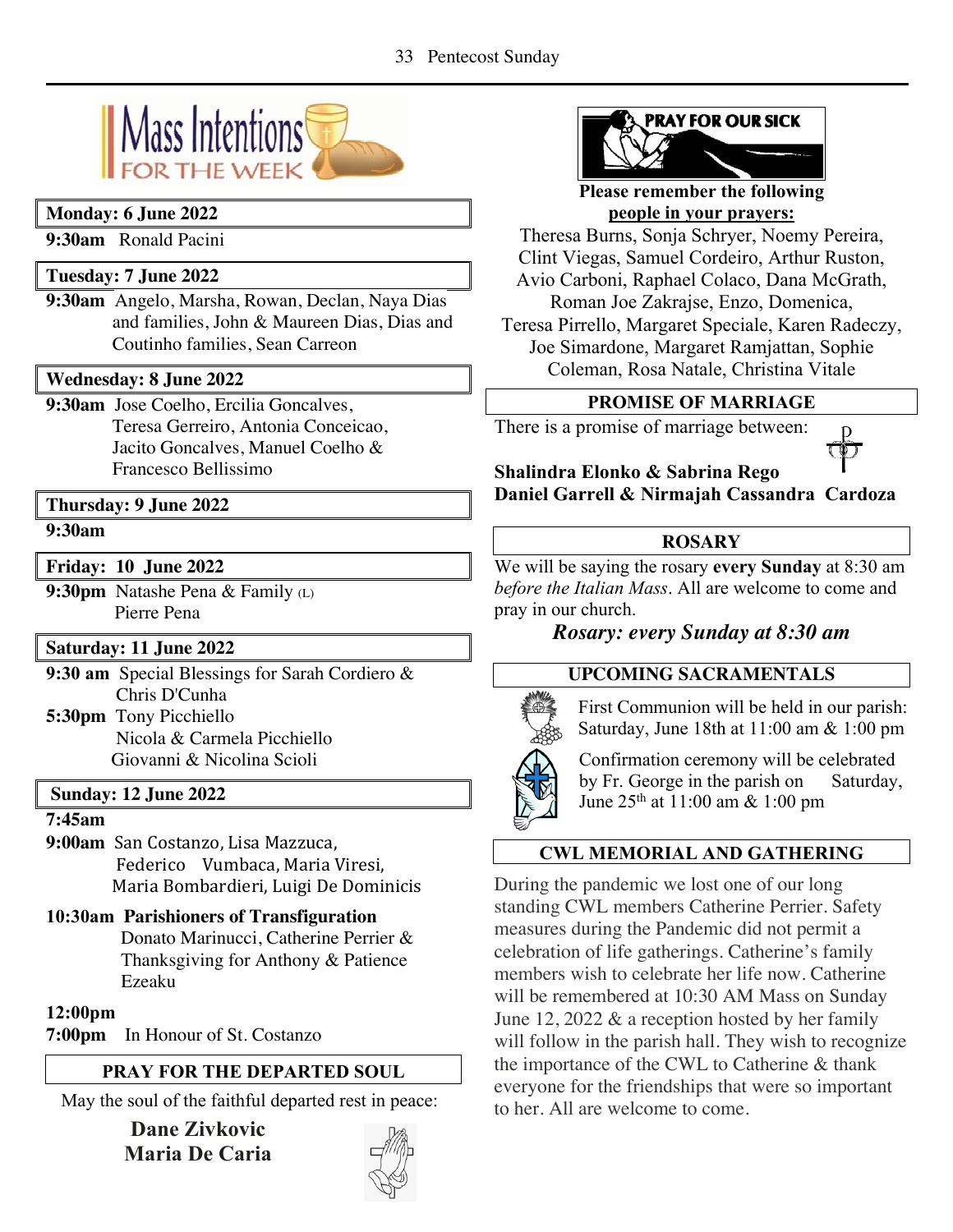# Mass Intentions FOR THE WEEK

**Monday: 6 June 2022**

**9:30am** Ronald Pacini

**Tuesday: 7 June 2022**

**9:30am** Angelo, Marsha, Rowan, Declan, Naya Dias and families, John & Maureen Dias, Dias and Coutinho families, Sean Carreon

**Wednesday: 8 June 2022**

**9:30am** Jose Coelho, Ercilia Goncalves, Teresa Gerreiro, Antonia Conceicao, Jacito Goncalves, Manuel Coelho & Francesco Bellissimo

**Thursday: 9 June 2022**

**9:30am**

**Friday: 10 June 2022**

**9:30pm** Natashe Pena & Family (L)
Pierre Pena

**Saturday: 11 June 2022**

**9:30 am** Special Blessings for Sarah Cordiero & Chris D'Cunha

**5:30pm** Tony Picchiello
Nicola & Carmela Picchiello
Giovanni & Nicolina Scioli

**Sunday: 12 June 2022**

**7:45am**

**9:00am** San Costanzo, Lisa Mazzuca, Federico Vumbaca, Maria Viresi, Maria Bombardieri, Luigi De Dominicis

**10:30am Parishioners of Transfiguration**
Donato Marinucci, Catherine Perrier & Thanksgiving for Anthony & Patience Ezeaku

**12:00pm**

**7:00pm** In Honour of St. Costanzo

## PRAY FOR THE DEPARTED SOUL

May the soul of the faithful departed rest in peace:

**Dane Zivkovic**
**Maria De Caria**

## PRAY FOR OUR SICK

**Please remember the following people in your prayers:**

Theresa Burns, Sonja Schryer, Noemy Pereira, Clint Viegas, Samuel Cordeiro, Arthur Ruston, Avio Carboni, Raphael Colaco, Dana McGrath, Roman Joe Zakrajse, Enzo, Domenica, Teresa Pirrello, Margaret Speciale, Karen Radeczy, Joe Simardone, Margaret Ramjattan, Sophie Coleman, Rosa Natale, Christina Vitale

## PROMISE OF MARRIAGE

There is a promise of marriage between:

**Shalindra Elonko & Sabrina Rego**
**Daniel Garrell & Nirmajah Cassandra Cardoza**

## ROSARY

We will be saying the rosary **every Sunday** at 8:30 am *before the Italian Mass*. All are welcome to come and pray in our church.

***Rosary: every Sunday at 8:30 am***

## UPCOMING SACRAMENTALS

First Communion will be held in our parish: Saturday, June 18th at 11:00 am & 1:00 pm

Confirmation ceremony will be celebrated by Fr. George in the parish on Saturday, June 25th at 11:00 am & 1:00 pm

## CWL MEMORIAL AND GATHERING

During the pandemic we lost one of our long standing CWL members Catherine Perrier. Safety measures during the Pandemic did not permit a celebration of life gatherings. Catherine's family members wish to celebrate her life now. Catherine will be remembered at 10:30 AM Mass on Sunday June 12, 2022 & a reception hosted by her family will follow in the parish hall. They wish to recognize the importance of the CWL to Catherine & thank everyone for the friendships that were so important to her. All are welcome to come.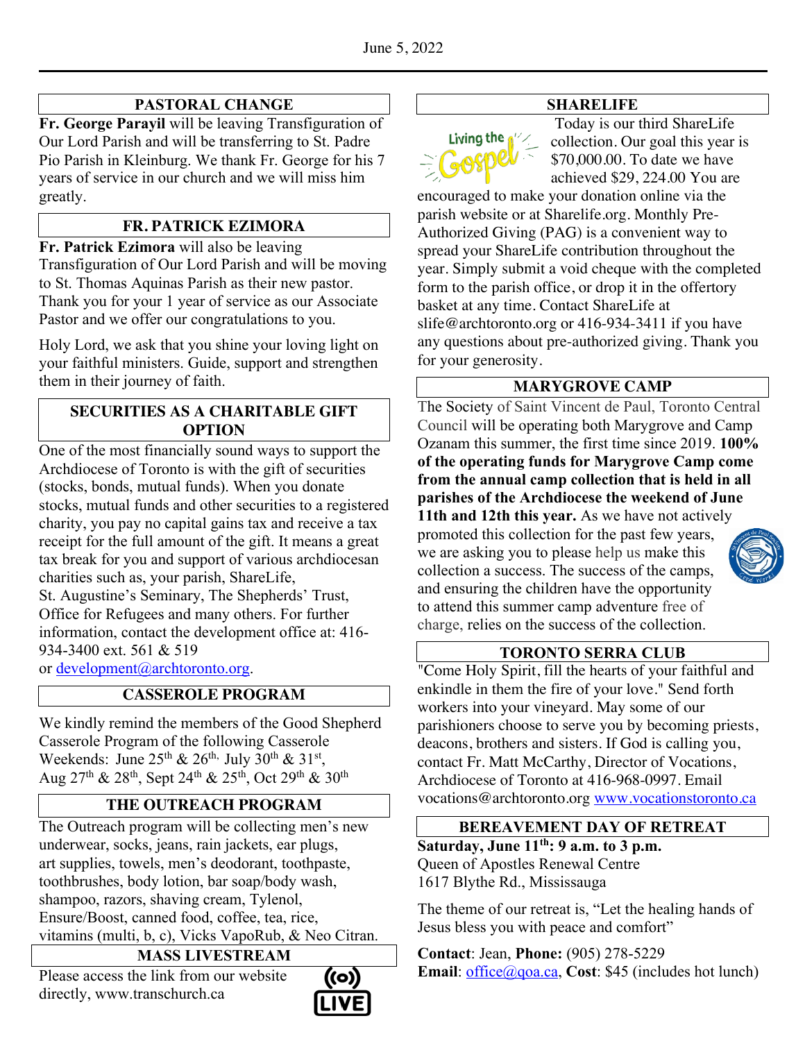June 5, 2022

## PASTORAL CHANGE

**Fr. George Parayil** will be leaving Transfiguration of Our Lord Parish and will be transferring to St. Padre Pio Parish in Kleinburg. We thank Fr. George for his 7 years of service in our church and we will miss him greatly.

## FR. PATRICK EZIMORA

**Fr. Patrick Ezimora** will also be leaving Transfiguration of Our Lord Parish and will be moving to St. Thomas Aquinas Parish as their new pastor. Thank you for your 1 year of service as our Associate Pastor and we offer our congratulations to you.

Holy Lord, we ask that you shine your loving light on your faithful ministers. Guide, support and strengthen them in their journey of faith.

## SECURITIES AS A CHARITABLE GIFT OPTION

One of the most financially sound ways to support the Archdiocese of Toronto is with the gift of securities (stocks, bonds, mutual funds). When you donate stocks, mutual funds and other securities to a registered charity, you pay no capital gains tax and receive a tax receipt for the full amount of the gift. It means a great tax break for you and support of various archdiocesan charities such as, your parish, ShareLife, St. Augustine's Seminary, The Shepherds' Trust, Office for Refugees and many others. For further information, contact the development office at: 416-934-3400 ext. 561 & 519 or development@archtoronto.org.

## CASSEROLE PROGRAM

We kindly remind the members of the Good Shepherd Casserole Program of the following Casserole Weekends: June 25th & 26th, July 30th & 31st, Aug 27th & 28th, Sept 24th & 25th, Oct 29th & 30th

## THE OUTREACH PROGRAM

The Outreach program will be collecting men's new underwear, socks, jeans, rain jackets, ear plugs, art supplies, towels, men's deodorant, toothpaste, toothbrushes, body lotion, bar soap/body wash, shampoo, razors, shaving cream, Tylenol, Ensure/Boost, canned food, coffee, tea, rice, vitamins (multi, b, c), Vicks VapoRub, & Neo Citran.

## MASS LIVESTREAM

Please access the link from our website directly, www.transchurch.ca

## SHARELIFE

Today is our third ShareLife collection. Our goal this year is $70,000.00. To date we have achieved $29, 224.00 You are encouraged to make your donation online via the parish website or at Sharelife.org. Monthly Pre-Authorized Giving (PAG) is a convenient way to spread your ShareLife contribution throughout the year. Simply submit a void cheque with the completed form to the parish office, or drop it in the offertory basket at any time. Contact ShareLife at slife@archtoronto.org or 416-934-3411 if you have any questions about pre-authorized giving. Thank you for your generosity.

## MARYGROVE CAMP

The Society of Saint Vincent de Paul, Toronto Central Council will be operating both Marygrove and Camp Ozanam this summer, the first time since 2019. **100% of the operating funds for Marygrove Camp come from the annual camp collection that is held in all parishes of the Archdiocese the weekend of June 11th and 12th this year.** As we have not actively promoted this collection for the past few years, we are asking you to please help us make this collection a success. The success of the camps, and ensuring the children have the opportunity to attend this summer camp adventure free of charge, relies on the success of the collection.

## TORONTO SERRA CLUB

"Come Holy Spirit, fill the hearts of your faithful and enkindle in them the fire of your love." Send forth workers into your vineyard. May some of our parishioners choose to serve you by becoming priests, deacons, brothers and sisters. If God is calling you, contact Fr. Matt McCarthy, Director of Vocations, Archdiocese of Toronto at 416-968-0997. Email vocations@archtoronto.org www.vocationstoronto.ca

## BEREAVEMENT DAY OF RETREAT

**Saturday, June 11th: 9 a.m. to 3 p.m.**
Queen of Apostles Renewal Centre
1617 Blythe Rd., Mississauga

The theme of our retreat is, "Let the healing hands of Jesus bless you with peace and comfort"

**Contact**: Jean, **Phone:** (905) 278-5229
**Email**: office@qoa.ca, **Cost**: $45 (includes hot lunch)